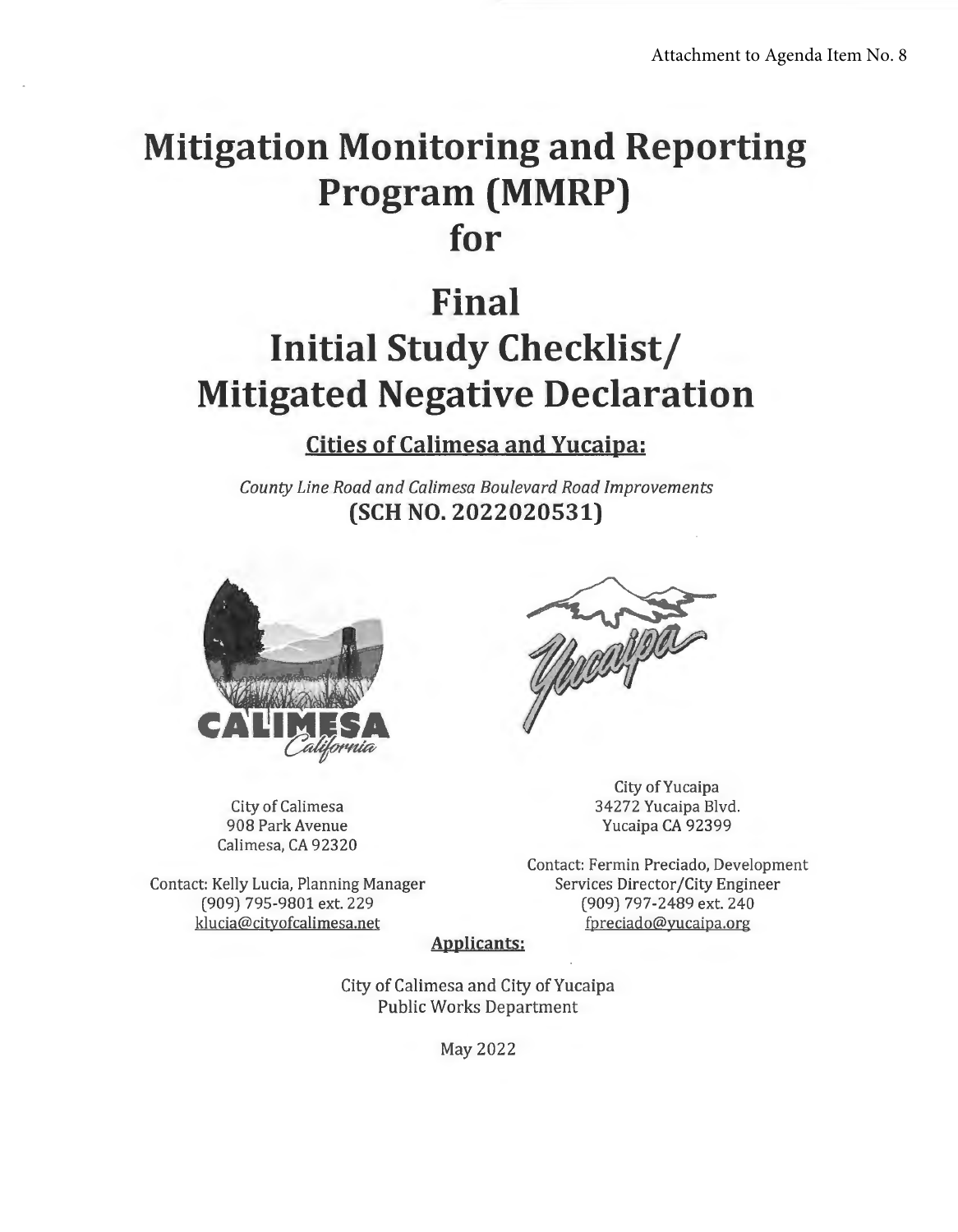Attachment to Agenda Item No. 8

# Mitigation Monitoring and Reporting Program (MMRP) for

# Final Initial Study Checklist/ Mitigated Negative Declaration

## Cities of Calimesa and Yucaipa:

*County Line Road and Calimesa Boulevard Road Improvements*

**(SCH NO. 2022020531)**

City of Calimesa
908 Park Avenue
Calimesa, CA 92320

Contact: Kelly Lucia, Planning Manager
(909) 795-9801 ext. 229
klucia@cityofcalimesa.net

City of Yucaipa
34272 Yucaipa Blvd.
Yucaipa CA 92399

Contact: Fermin Preciado, Development Services Director/City Engineer
(909) 797-2489 ext. 240
fpreciado@yucaipa.org

**Applicants:**

City of Calimesa and City of Yucaipa
Public Works Department

May 2022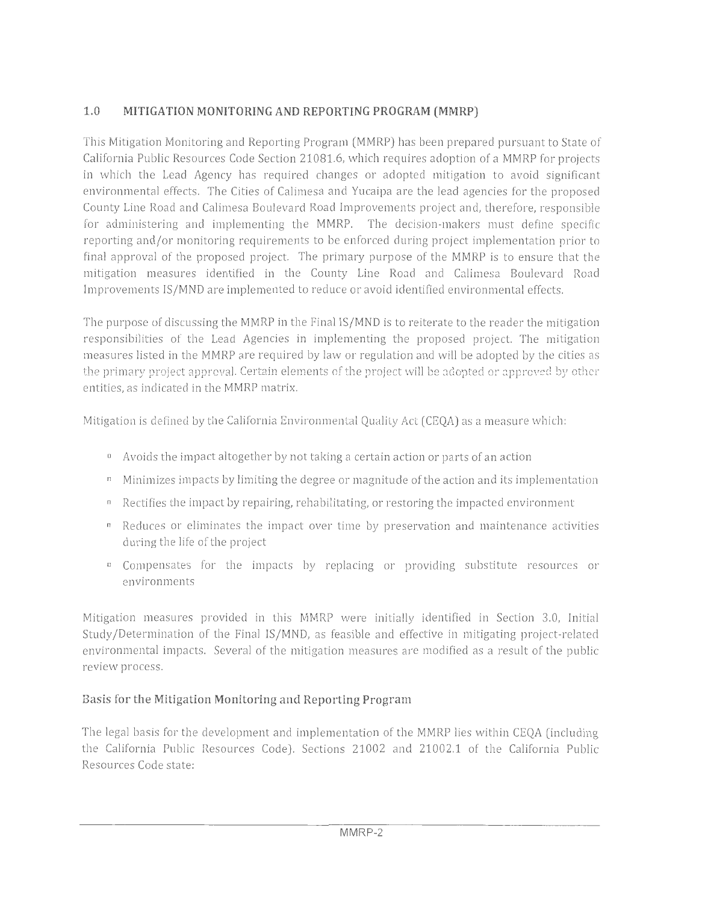## 1.0 MITIGATION MONITORING AND REPORTING PROGRAM (MMRP)

This Mitigation Monitoring and Reporting Program (MMRP) has been prepared pursuant to State of California Public Resources Code Section 21081.6, which requires adoption of a MMRP for projects in which the Lead Agency has required changes or adopted mitigation to avoid significant environmental effects. The Cities of Calimesa and Yucaipa are the lead agencies for the proposed County Line Road and Calimesa Boulevard Road Improvements project and, therefore, responsible for administering and implementing the MMRP. The decision-makers must define specific reporting and/or monitoring requirements to be enforced during project implementation prior to final approval of the proposed project. The primary purpose of the MMRP is to ensure that the mitigation measures identified in the County Line Road and Calimesa Boulevard Road Improvements IS/MND are implemented to reduce or avoid identified environmental effects.

The purpose of discussing the MMRP in the Final IS/MND is to reiterate to the reader the mitigation responsibilities of the Lead Agencies in implementing the proposed project. The mitigation measures listed in the MMRP are required by law or regulation and will be adopted by the cities as the primary project approval. Certain elements of the project will be adopted or approved by other entities, as indicated in the MMRP matrix.

Mitigation is defined by the California Environmental Quality Act (CEQA) as a measure which:

- Avoids the impact altogether by not taking a certain action or parts of an action
- Minimizes impacts by limiting the degree or magnitude of the action and its implementation
- Rectifies the impact by repairing, rehabilitating, or restoring the impacted environment
- Reduces or eliminates the impact over time by preservation and maintenance activities during the life of the project
- Compensates for the impacts by replacing or providing substitute resources or environments

Mitigation measures provided in this MMRP were initially identified in Section 3.0, Initial Study/Determination of the Final IS/MND, as feasible and effective in mitigating project-related environmental impacts. Several of the mitigation measures are modified as a result of the public review process.

### Basis for the Mitigation Monitoring and Reporting Program

The legal basis for the development and implementation of the MMRP lies within CEQA (including the California Public Resources Code). Sections 21002 and 21002.1 of the California Public Resources Code state: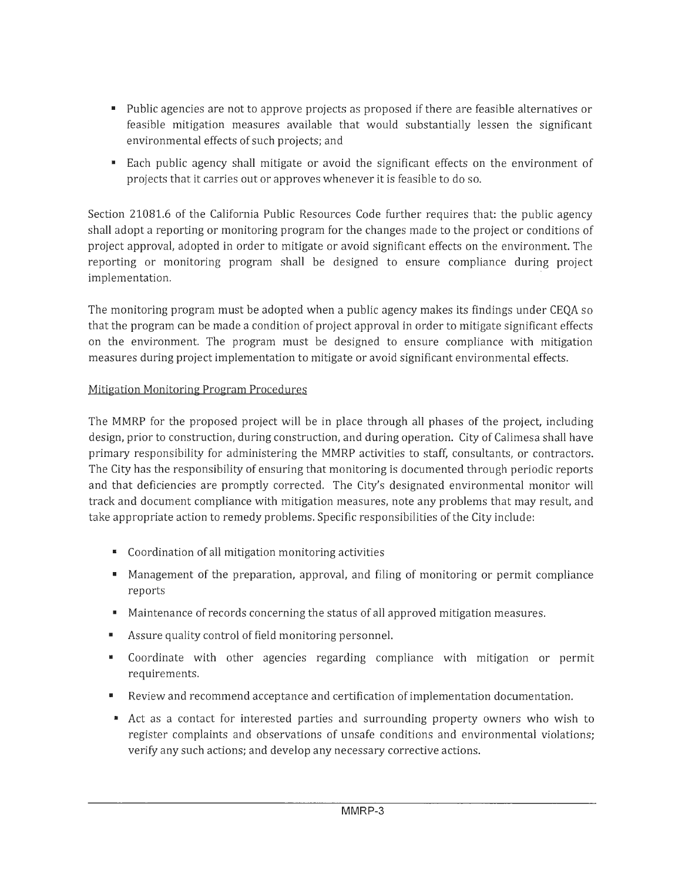- Public agencies are not to approve projects as proposed if there are feasible alternatives or feasible mitigation measures available that would substantially lessen the significant environmental effects of such projects; and
- Each public agency shall mitigate or avoid the significant effects on the environment of projects that it carries out or approves whenever it is feasible to do so.

Section 21081.6 of the California Public Resources Code further requires that: the public agency shall adopt a reporting or monitoring program for the changes made to the project or conditions of project approval, adopted in order to mitigate or avoid significant effects on the environment. The reporting or monitoring program shall be designed to ensure compliance during project implementation.

The monitoring program must be adopted when a public agency makes its findings under CEQA so that the program can be made a condition of project approval in order to mitigate significant effects on the environment. The program must be designed to ensure compliance with mitigation measures during project implementation to mitigate or avoid significant environmental effects.

<u>Mitigation Monitoring Program Procedures</u>

The MMRP for the proposed project will be in place through all phases of the project, including design, prior to construction, during construction, and during operation. City of Calimesa shall have primary responsibility for administering the MMRP activities to staff, consultants, or contractors. The City has the responsibility of ensuring that monitoring is documented through periodic reports and that deficiencies are promptly corrected. The City's designated environmental monitor will track and document compliance with mitigation measures, note any problems that may result, and take appropriate action to remedy problems. Specific responsibilities of the City include:

- Coordination of all mitigation monitoring activities
- Management of the preparation, approval, and filing of monitoring or permit compliance reports
- Maintenance of records concerning the status of all approved mitigation measures.
- Assure quality control of field monitoring personnel.
- Coordinate with other agencies regarding compliance with mitigation or permit requirements.
- Review and recommend acceptance and certification of implementation documentation.
- Act as a contact for interested parties and surrounding property owners who wish to register complaints and observations of unsafe conditions and environmental violations; verify any such actions; and develop any necessary corrective actions.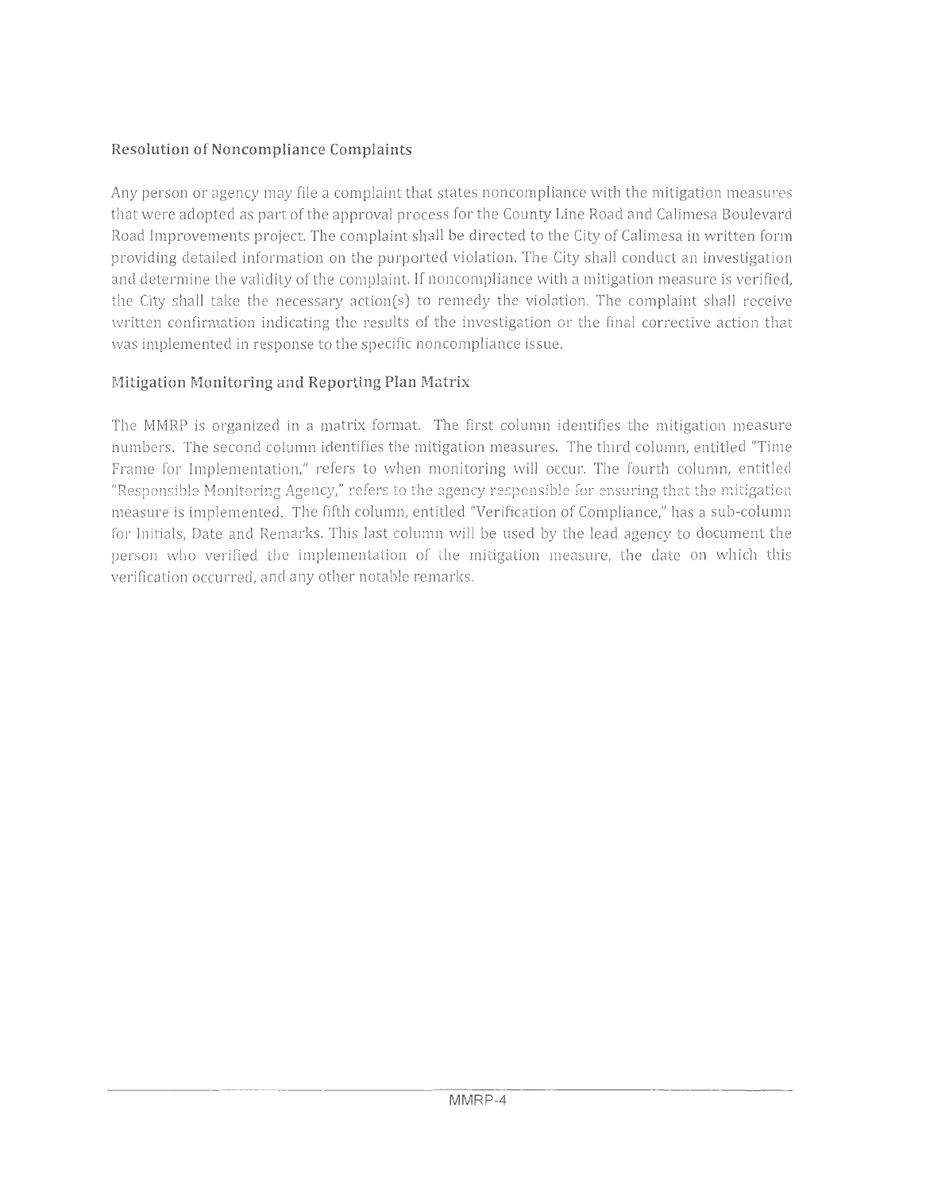## Resolution of Noncompliance Complaints

Any person or agency may file a complaint that states noncompliance with the mitigation measures that were adopted as part of the approval process for the County Line Road and Calimesa Boulevard Road Improvements project. The complaint shall be directed to the City of Calimesa in written form providing detailed information on the purported violation. The City shall conduct an investigation and determine the validity of the complaint. If noncompliance with a mitigation measure is verified, the City shall take the necessary action(s) to remedy the violation. The complaint shall receive written confirmation indicating the results of the investigation or the final corrective action that was implemented in response to the specific noncompliance issue.

## Mitigation Monitoring and Reporting Plan Matrix

The MMRP is organized in a matrix format. The first column identifies the mitigation measure numbers. The second column identifies the mitigation measures. The third column, entitled "Time Frame for Implementation," refers to when monitoring will occur. The fourth column, entitled "Responsible Monitoring Agency," refers to the agency responsible for ensuring that the mitigation measure is implemented. The fifth column, entitled "Verification of Compliance," has a sub-column for Initials, Date and Remarks. This last column will be used by the lead agency to document the person who verified the implementation of the mitigation measure, the date on which this verification occurred, and any other notable remarks.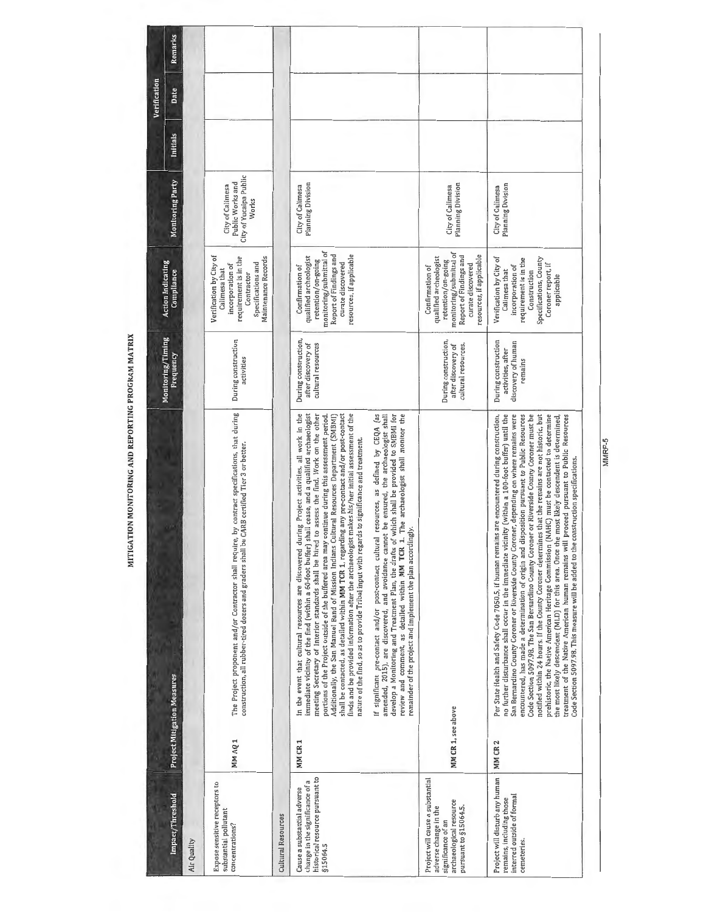# MITIGATION MONITORING AND REPORTING PROGRAM MATRIX

| Impact/Threshold | Project Mitigation Measures | | Monitoring/Timing Frequency | Action Indicating Compliance | Monitoring Party | Verification | | |
|---|---|---|---|---|---|---|---|---|
| | | | | | | Initials | Date | Remarks |
| **Air Quality** | | | | | | | | |
| Expose sensitive receptors to substantial pollutant concentrations? | MM AQ 1 | The Project proponent and/or Contractor shall require, by contract specifications, that during construction, all rubber-tired dozers and graders shall be CARB certified Tier 3 or better. | During construction activities | Verification by City of Calimesa that incorporation of requirement is in the Contractor Specifications and Maintenance Records | City of Calimesa Public Works and City of Yucaipa Public Works | | | |
| **Cultural Resources** | | | | | | | | |
| Cause a substantial adverse change in the significance of a historical resource pursuant to §15064.5 | MM CR 1 | In the event that cultural resources are discovered during Project activities, all work in the immediate vicinity of the find (within a 60-foot buffer) shall cease, and a qualified archaeologist meeting Secretary of Interior standards shall be hired to assess the find. Work on the other portions of the Project outside of the buffered area may continue during this assessment period. Additionally, the San Manuel Band of Mission Indians Cultural Resources Department (SMBMI) shall be contacted, as detailed within **MM TCR 1**, regarding any pre-contact and/or post-contact finds and be provided information after the archaeologist makes his/her initial assessment of the nature of the find, so as to provide Tribal input with regards to significance and treatment.<br><br>If significant pre-contact and/or post-contact cultural resources, as defined by CEQA (as amended, 2015), are discovered, and avoidance cannot be ensured, the archaeologist shall develop a Monitoring and Treatment Plan, the drafts of which shall be provided to SMBMI for review and comment, as detailed within **MM TCR 1**. The archaeologist shall monitor the remainder of the project and implement the plan accordingly. | During construction, after discovery of cultural resources | Confirmation of qualified archaeologist retention/on-going monitoring/submittal of Report of Findings and curate discovered resources, if applicable | City of Calimesa Planning Division | | | |
| Project will cause a substantial adverse change in the significance of an archaeological resource pursuant to §15064.5. | MM CR 1, see above | | During construction, after discovery of cultural resources. | Confirmation of qualified archaeologist retention/on-going monitoring/submittal of Report of Findings and curate discovered resources, if applicable | City of Calimesa Planning Division | | | |
| Project will disturb any human remains, including those interred outside of formal cemeteries. | MM CR 2 | Per State Health and Safety Code 7050.5, if human remains are encountered during construction, no further disturbance shall occur in the immediate vicinity (within a 100-foot buffer) until the San Bernardino County Coroner or Riverside County Coroner, depending on where remains were encountered, has made a determination of origin and disposition pursuant to Public Resources Code Section 5097.98. The San Bernardino County Coroner or Riverside County Coroner must be notified within 24 hours. If the County Coroner determines that the remains are not historic, but prehistoric, the Native American Heritage Commission (NAHC) must be contacted to determine the most likely descendent (MLD) for this area. Once the most likely descendent is determined, treatment of the Native American human remains will proceed pursuant to Public Resources Code Section 5097.98. This measure will be added to the construction specifications. | During construction activities, after discovery of human remains | Verification by City of Calimesa that incorporation of requirement is in the Construction Specifications, County Coroner report, if applicable | City of Calimesa Planning Division | | | |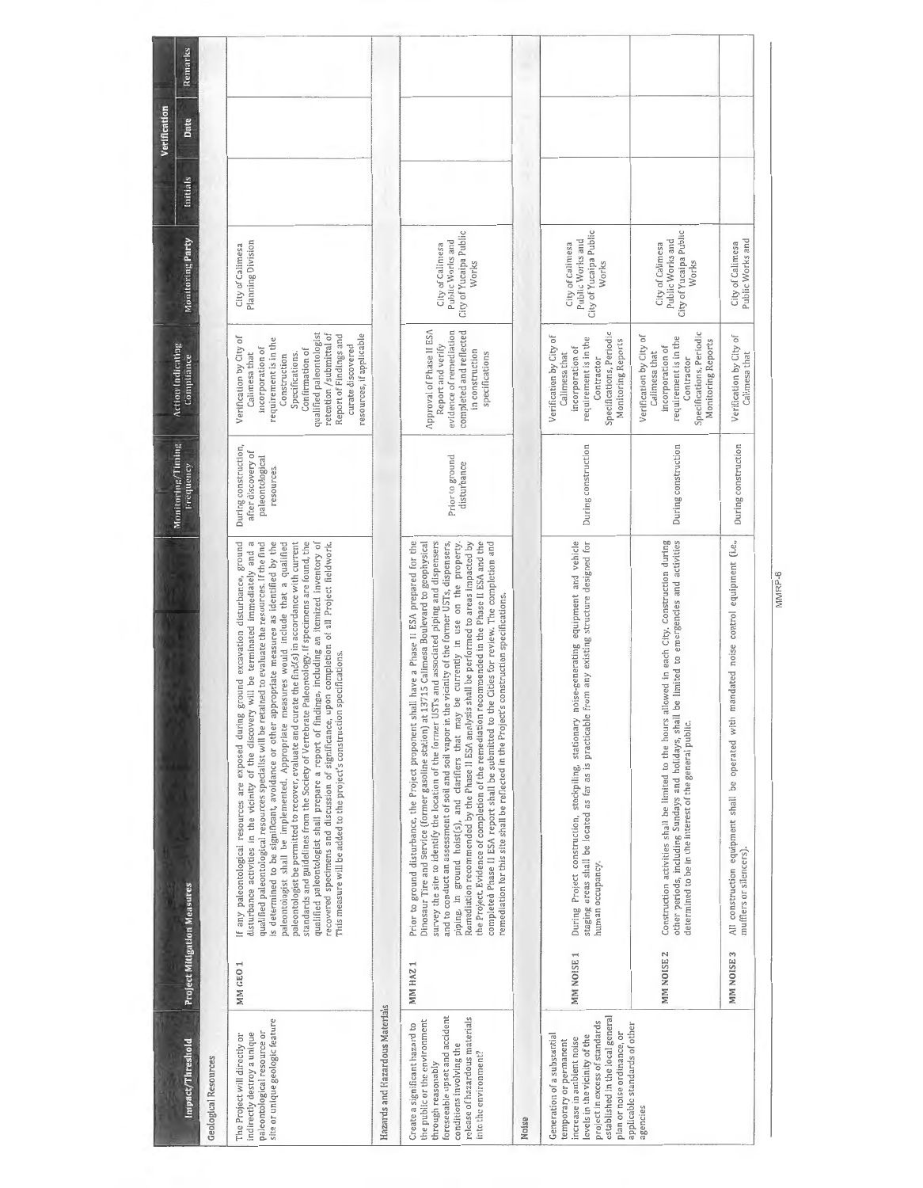| Impact/Threshold | Project Mitigation Measures | | Monitoring/Timing Frequency | Action Indicating Compliance | Monitoring Party | Verification | | |
|---|---|---|---|---|---|---|---|---|
| | | | | | | Initials | Date | Remarks |
| **Geological Resources** | | | | | | | | |
| The Project will directly or indirectly destroy a unique paleontological resource or site or unique geologic feature | MM GEO 1 | If any paleontological resources are exposed during ground excavation disturbance, ground disturbance activities in the vicinity of the discovery will be terminated immediately and a qualified paleontological resources specialist will be retained to evaluate the resources. If the find is determined to be significant, avoidance or other appropriate measures as identified by the paleontologist shall be implemented. Appropriate measures would include that a qualified paleontologist be permitted to recover, evaluate and curate the find(s) in accordance with current standards and guidelines from the Society of Vertebrate Paleontology. If specimens are found, the qualified paleontologist shall prepare a report of findings, including an itemized inventory of recovered specimens and discussion of significance, upon completion of all Project fieldwork. This measure will be added to the project's construction specifications. | During construction, after discovery of paleontological resources. | Verification by City of Calimesa that incorporation of requirement is in the Construction Specifications. Confirmation of qualified paleontologist retention /submittal of Report of Findings and curate discovered resources, if applicable | City of Calimesa Planning Division | | | |
| **Hazards and Hazardous Materials** | | | | | | | | |
| Create a significant hazard to the public or the environment through reasonably foreseeable upset and accident conditions involving the release of hazardous materials into the environment? | MM HAZ 1 | Prior to ground disturbance, the Project proponent shall have a Phase II ESA prepared for the Dinosaur Tire and Service (former gasoline station) at 13715 Calimesa Boulevard to geophysical survey the site to identify the location of the former USTs and associated piping and dispensers and to conduct an assessment of soil and soil vapor in the vicinity of the former USTs, dispensers, piping, in ground hoist(s), and clarifiers that may be currently in use on the property. Remediation recommended by the Phase II ESA analysis shall be performed to areas impacted by the Project. Evidence of completion of the remediation recommended in the Phase II ESA and the completed Phase II ESA report shall be submitted to the Cities for review. The completion and remediation for this site shall be reflected in the Project's construction specifications. | Prior to ground disturbance | Approval of Phase II ESA Report and verify evidence of remediation completed and reflected in construction specifications | City of Calimesa Public Works and City of Yucaipa Public Works | | | |
| **Noise** | | | | | | | | |
| Generation of a substantial temporary or permanent increase in ambient noise levels in the vicinity of the project in excess of standards established in the local general plan or noise ordinance, or applicable standards of other agencies | MM NOISE 1 | During Project construction, stockpiling, stationary noise-generating equipment and vehicle staging areas shall be located as far as is practicable from any existing structure designed for human occupancy. | During construction | Verification by City of Calimesa that incorporation of requirement is in the Contractor Specifications, Periodic Monitoring Reports | City of Calimesa Public Works and City of Yucaipa Public Works | | | |
| | MM NOISE 2 | Construction activities shall be limited to the hours allowed in each City. Construction during other periods, including Sundays and holidays, shall be limited to emergencies and activities determined to be in the interest of the general public. | During construction | Verification by City of Calimesa that incorporation of requirement is in the Contractor Specifications, Periodic Monitoring Reports | City of Calimesa Public Works and City of Yucaipa Public Works | | | |
| | MM NOISE 3 | All construction equipment shall be operated with mandated noise control equipment (i.e., mufflers or silencers). | During construction | Verification by City of Calimesa that | City of Calimesa Public Works and | | | |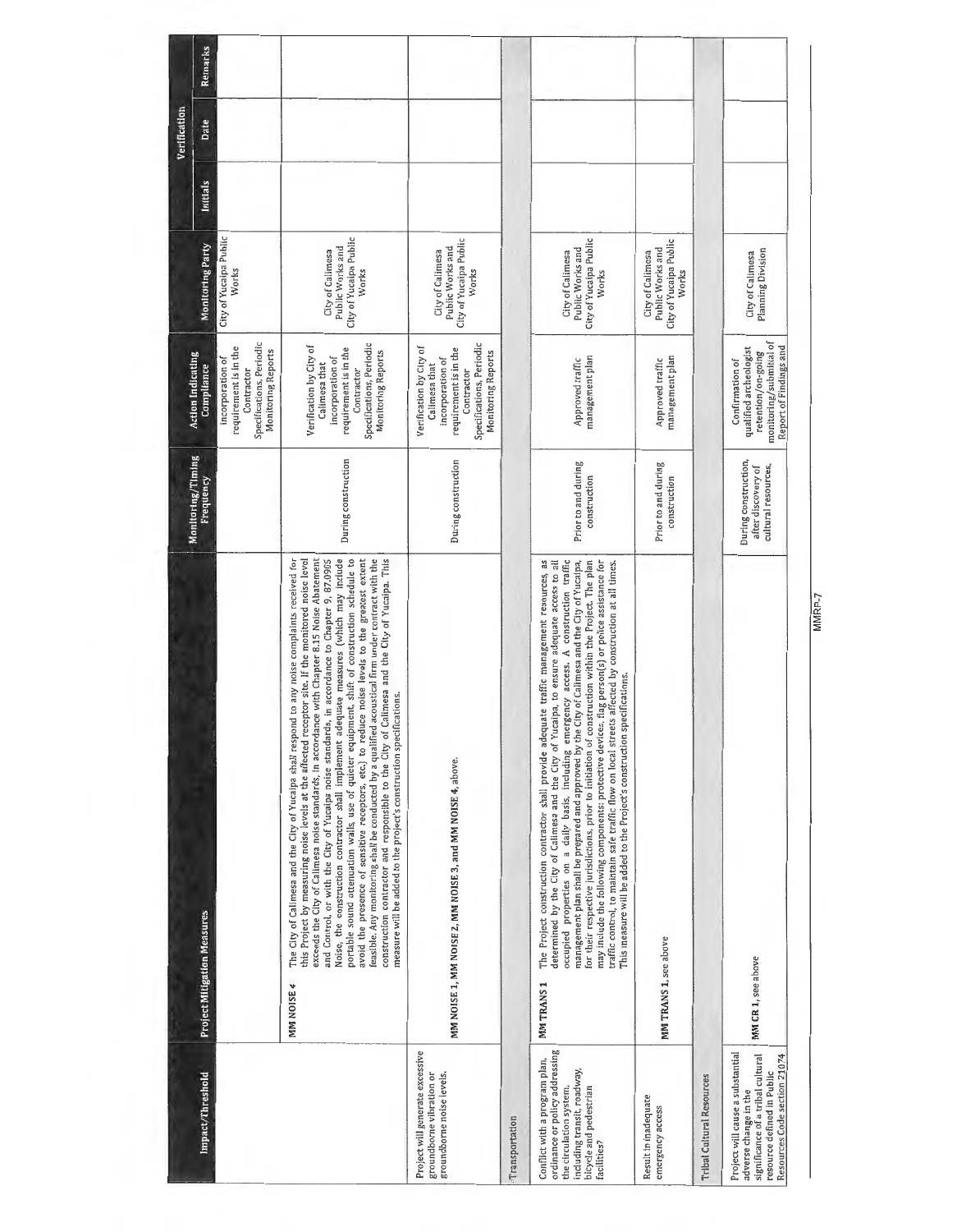| Impact/Threshold | Project Mitigation Measures | | Monitoring/Timing Frequency | Action Indicating Compliance | Monitoring Party | Verification | | |
|---|---|---|---|---|---|---|---|---|
| | | | | | | Initials | Date | Remarks |
| | | | | Incorporation of requirement in the Contractor Specifications, Periodic Monitoring Reports | City of Yucaipa Public Works | | | |
| | MM NOISE 4 | The City of Calimesa and the City of Yucaipa shall respond to any noise complaints received for this Project by measuring noise levels at the affected receptor site. If the monitored noise level exceeds the City of Calimesa noise standards, in accordance with Chapter 8.15 Noise Abatement and Control, or with the City of Yucaipa noise standards, in accordance to Chapter 9, 87.0905 Noise, the construction contractor shall implement adequate measures (which may include portable sound attenuation walls, use of quieter equipment, shift of construction schedule to avoid the presence of sensitive receptors, etc.) to reduce noise levels to the greatest extent feasible. Any monitoring shall be conducted by a qualified acoustical firm under contract with the construction contractor and responsible to the City of Calimesa and the City of Yucaipa. This measure will be added to the project's construction specifications. | During construction | Verification by City of Calimesa that incorporation of requirement in the Contractor Specifications, Periodic Monitoring Reports | City of Calimesa Public Works and City of Yucaipa Public Works | | | |
| Project will generate excessive groundborne vibration or groundborne noise levels. | MM NOISE 1, MM NOISE 2, MM NOISE 3, and MM NOISE 4, above. | | During construction | Verification by City of Calimesa that incorporation of requirement in the Contractor Specifications, Periodic Monitoring Reports | City of Calimesa Public Works and City of Yucaipa Public Works | | | |
| **Transportation** | | | | | | | | |
| Conflict with a program plan, ordinance or policy addressing the circulation system, including transit, roadway, bicycle and pedestrian facilities? | MM TRANS 1 | The Project construction contractor shall provide adequate traffic management resources, as determined by the City of Calimesa and the City of Yucaipa, to ensure adequate access to all occupied properties on a daily basis, including emergency access. A construction traffic management plan shall be prepared and approved by the City of Calimesa and the City of Yucaipa, for their respective jurisdictions, prior to initiation of construction within the Project. The plan may include the following components: protective devices, flag person(s) or police assistance for traffic control, to maintain safe traffic flow on local streets affected by construction at all times. This measure will be added to the Project's construction specifications. | Prior to and during construction | Approved traffic management plan | City of Calimesa Public Works and City of Yucaipa Public Works | | | |
| Result in inadequate emergency access | MM TRANS 1, see above | | Prior to and during construction | Approved traffic management plan | City of Calimesa Public Works and City of Yucaipa Public Works | | | |
| **Tribal Cultural Resources** | | | | | | | | |
| Project will cause a substantial adverse change in the significance of a tribal cultural resource defined in Public Resources Code section 21074 | MM CR 1, see above | | During construction, after discovery of cultural resources. | Confirmation of qualified archeologist retention/on-going monitoring/submittal of Report of Findings and | City of Calimesa Planning Division | | | |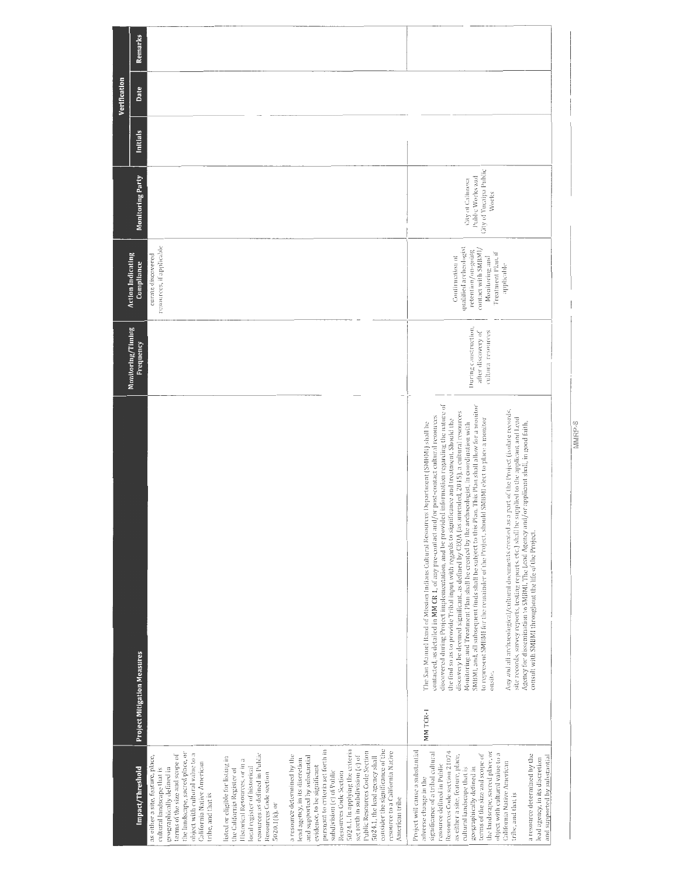| Impact/Threshold | Project Mitigation Measures | | Monitoring/Timing Frequency | Action Indicating Compliance | Monitoring Party | Verification | | |
|---|---|---|---|---|---|---|---|---|
| | | | | | | Initials | Date | Remarks |
| as either a site, feature, place, cultural landscape that is geographically defined in terms of the size and scope of the landscape, sacred place, or object with cultural value to a California Native American tribe, and that is<br><br>listed or eligible for listing in the California Register of Historical Resources, or in a local register of historical resources as defined in Public Resources Code section 5020.1(k), or<br><br>a resource determined by the lead agency, in its discretion and supported by substantial evidence, to be significant pursuant to criteria set forth in subdivision (c) of Public Resources Code Section 5024.1. In applying the criteria set forth in subdivision (c) of Public Resources Code Section 5024.1, the lead agency shall consider the significance of the resource to a California Native American tribe | | | | curate discovered resources, if applicable | | | | |
| Project will cause a substantial adverse change in the significance of a tribal cultural resource defined in Public Resources Code section 21074 as either a site, feature, place, cultural landscape that is geographically defined in terms of the size and scope of the landscape, sacred place, or object with cultural value to a California Native American tribe, and that is<br><br>a resource determined by the lead agency, in its discretion and supported by substantial | **MM TCR-1** | The San Manuel Band of Mission Indians Cultural Resources Department (SMBMI) shall be contacted, as detailed in **MM CR-1**, of any pre-contact and/or post-contact cultural resources discovered during Project implementation, and be provided information regarding the nature of the find so as to provide Tribal input with regards to significance and treatment. Should the discovery be deemed significant, as defined by CEQA (as amended, 2015), a cultural resources Monitoring and Treatment Plan shall be created by the archaeologist, in coordination with SMBMI, and all subsequent finds shall be subject to this Plan. This Plan shall allow for a monitor to represent SMBMI for the remainder of the Project, should SMBMI elect to place a monitor onsite.<br><br>Any and all archaeological/cultural documents created as a part of the Project (isolate records, site records, survey reports, testing reports, etc.) shall be supplied to the applicant and Lead Agency for dissemination to SMBMI. The Lead Agency and/or applicant shall, in good faith, consult with SMBMI throughout the life of the Project. | During construction, after discovery of cultural resources | Confirmation of qualified archaeologist retention/on-going contact with SMBMI/ Monitoring and Treatment Plan, if applicable | City of Calimesa Public Works and City of Yucaipa Public Works | | | |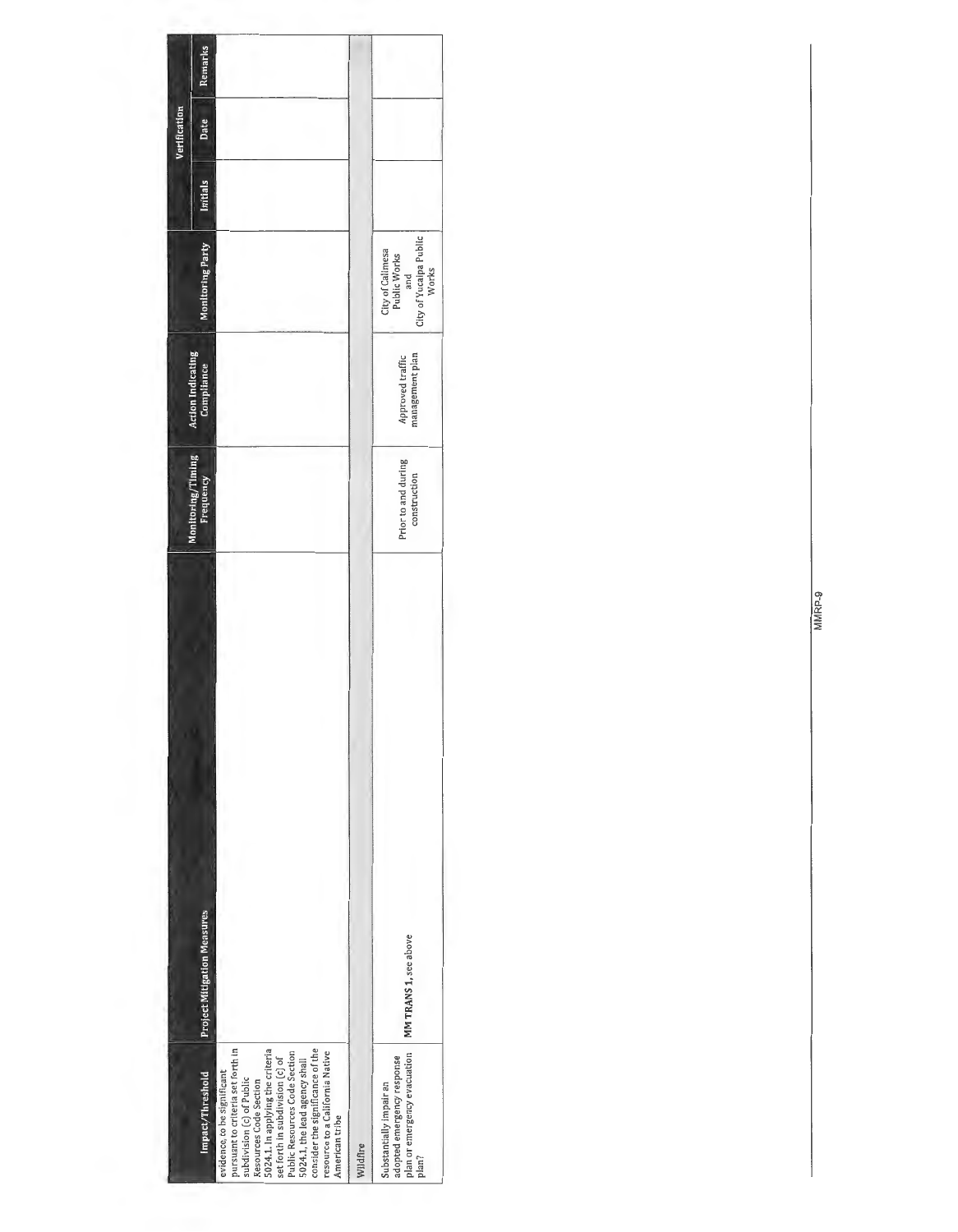| Impact/Threshold | Project Mitigation Measures | Monitoring/Timing Frequency | Action Indicating Compliance | Monitoring Party | Verification | | |
|---|---|---|---|---|---|---|---|
| | | | | | Initials | Date | Remarks |
| evidence, to be significant pursuant to criteria set forth in subdivision (c) of Public Resources Code Section 5024.1. In applying the criteria set forth in subdivision (c) of Public Resources Code Section 5024.1, the lead agency shall consider the significance of the resource to a California Native American tribe | | | | | | | |
| Wildfire | | | | | | | |
| Substantially impair an adopted emergency response plan or emergency evacuation plan? | **MM TRANS 1**, see above | Prior to and during construction | Approved traffic management plan | City of Calimesa Public Works and City of Yucaipa Public Works | | | |